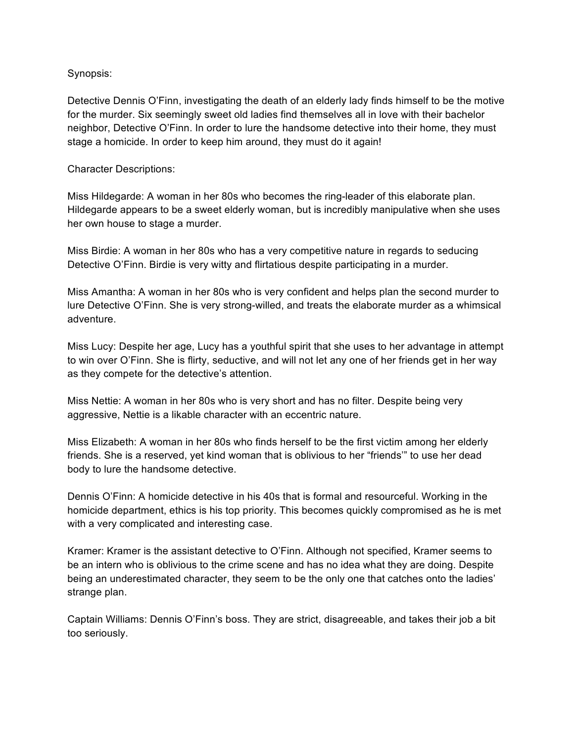Synopsis:

Detective Dennis O'Finn, investigating the death of an elderly lady finds himself to be the motive for the murder. Six seemingly sweet old ladies find themselves all in love with their bachelor neighbor, Detective O'Finn. In order to lure the handsome detective into their home, they must stage a homicide. In order to keep him around, they must do it again!

Character Descriptions:

Miss Hildegarde: A woman in her 80s who becomes the ring-leader of this elaborate plan. Hildegarde appears to be a sweet elderly woman, but is incredibly manipulative when she uses her own house to stage a murder.

Miss Birdie: A woman in her 80s who has a very competitive nature in regards to seducing Detective O'Finn. Birdie is very witty and flirtatious despite participating in a murder.

Miss Amantha: A woman in her 80s who is very confident and helps plan the second murder to lure Detective O'Finn. She is very strong-willed, and treats the elaborate murder as a whimsical adventure.

Miss Lucy: Despite her age, Lucy has a youthful spirit that she uses to her advantage in attempt to win over O'Finn. She is flirty, seductive, and will not let any one of her friends get in her way as they compete for the detective's attention.

Miss Nettie: A woman in her 80s who is very short and has no filter. Despite being very aggressive, Nettie is a likable character with an eccentric nature.

Miss Elizabeth: A woman in her 80s who finds herself to be the first victim among her elderly friends. She is a reserved, yet kind woman that is oblivious to her "friends'" to use her dead body to lure the handsome detective.

Dennis O'Finn: A homicide detective in his 40s that is formal and resourceful. Working in the homicide department, ethics is his top priority. This becomes quickly compromised as he is met with a very complicated and interesting case.

Kramer: Kramer is the assistant detective to O'Finn. Although not specified, Kramer seems to be an intern who is oblivious to the crime scene and has no idea what they are doing. Despite being an underestimated character, they seem to be the only one that catches onto the ladies' strange plan.

Captain Williams: Dennis O'Finn's boss. They are strict, disagreeable, and takes their job a bit too seriously.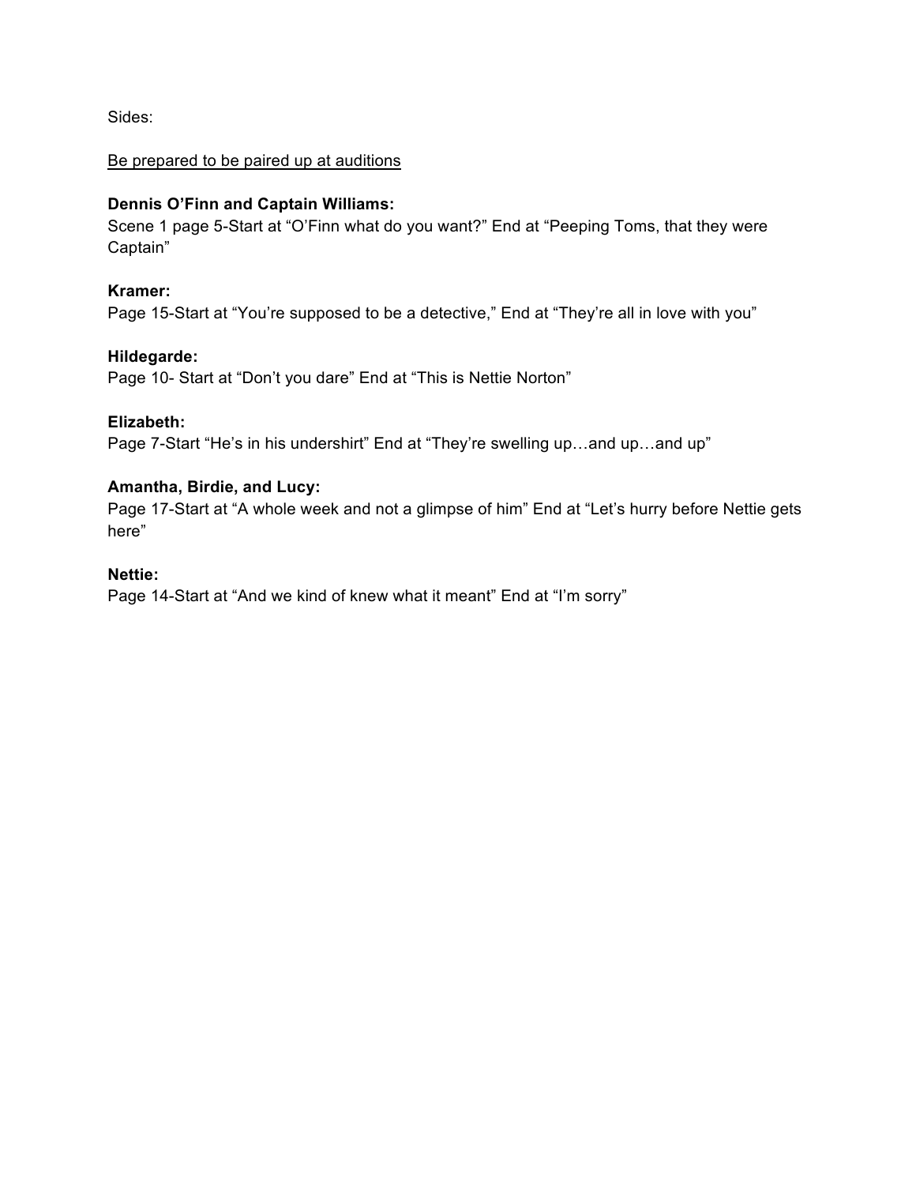Sides:

<u>Be prepared to be paired up at auditions</u>

**Dennis O'Finn and Captain Williams:**
Scene 1 page 5-Start at "O'Finn what do you want?" End at "Peeping Toms, that they were Captain"

**Kramer:**
Page 15-Start at "You're supposed to be a detective," End at "They're all in love with you"

**Hildegarde:**
Page 10- Start at "Don't you dare" End at "This is Nettie Norton"

**Elizabeth:**
Page 7-Start "He's in his undershirt" End at "They're swelling up…and up…and up"

**Amantha, Birdie, and Lucy:**
Page 17-Start at "A whole week and not a glimpse of him" End at "Let's hurry before Nettie gets here"

**Nettie:**
Page 14-Start at "And we kind of knew what it meant" End at "I'm sorry"